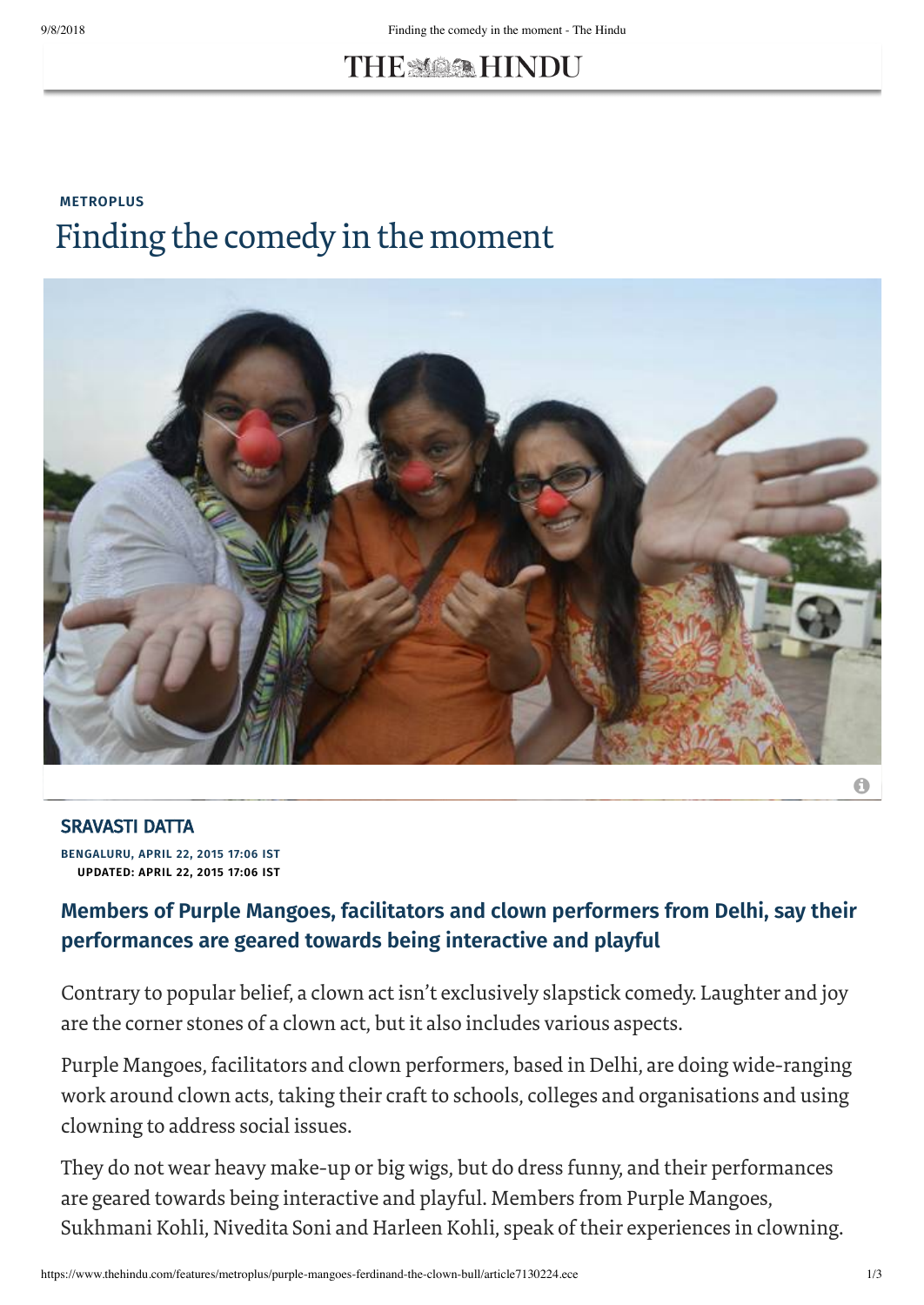**METROPLUS**

# Finding the comedy in the moment

SRAVASTI DATTA

BENGALURU, APRIL 22, 2015 17:06 IST
UPDATED: APRIL 22, 2015 17:06 IST

## Members of Purple Mangoes, facilitators and clown performers from Delhi, say their performances are geared towards being interactive and playful

Contrary to popular belief, a clown act isn't exclusively slapstick comedy. Laughter and joy are the corner stones of a clown act, but it also includes various aspects.

Purple Mangoes, facilitators and clown performers, based in Delhi, are doing wide-ranging work around clown acts, taking their craft to schools, colleges and organisations and using clowning to address social issues.

They do not wear heavy make-up or big wigs, but do dress funny, and their performances are geared towards being interactive and playful. Members from Purple Mangoes, Sukhmani Kohli, Nivedita Soni and Harleen Kohli, speak of their experiences in clowning.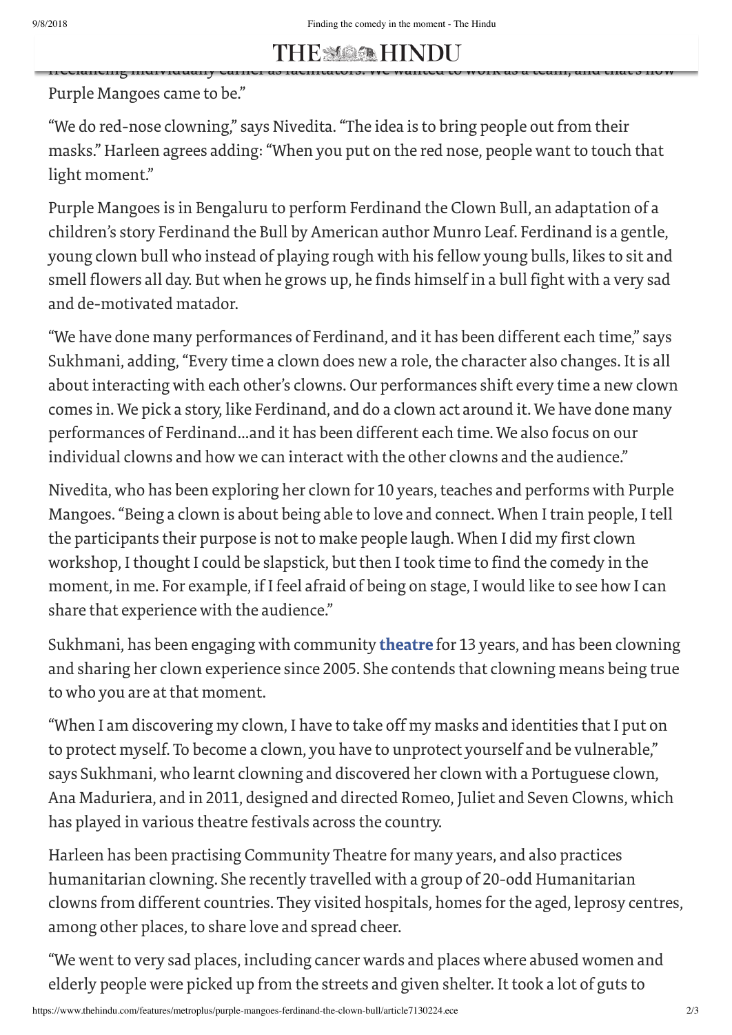freelancing individually earlier as facilitators. We wanted to work as a team, and that's how Purple Mangoes came to be."

"We do red-nose clowning," says Nivedita. "The idea is to bring people out from their masks." Harleen agrees adding: "When you put on the red nose, people want to touch that light moment."

Purple Mangoes is in Bengaluru to perform Ferdinand the Clown Bull, an adaptation of a children's story Ferdinand the Bull by American author Munro Leaf. Ferdinand is a gentle, young clown bull who instead of playing rough with his fellow young bulls, likes to sit and smell flowers all day. But when he grows up, he finds himself in a bull fight with a very sad and de-motivated matador.

"We have done many performances of Ferdinand, and it has been different each time," says Sukhmani, adding, "Every time a clown does new a role, the character also changes. It is all about interacting with each other's clowns. Our performances shift every time a new clown comes in. We pick a story, like Ferdinand, and do a clown act around it. We have done many performances of Ferdinand…and it has been different each time. We also focus on our individual clowns and how we can interact with the other clowns and the audience."

Nivedita, who has been exploring her clown for 10 years, teaches and performs with Purple Mangoes. "Being a clown is about being able to love and connect. When I train people, I tell the participants their purpose is not to make people laugh. When I did my first clown workshop, I thought I could be slapstick, but then I took time to find the comedy in the moment, in me. For example, if I feel afraid of being on stage, I would like to see how I can share that experience with the audience."

Sukhmani, has been engaging with community **theatre** for 13 years, and has been clowning and sharing her clown experience since 2005. She contends that clowning means being true to who you are at that moment.

"When I am discovering my clown, I have to take off my masks and identities that I put on to protect myself. To become a clown, you have to unprotect yourself and be vulnerable," says Sukhmani, who learnt clowning and discovered her clown with a Portuguese clown, Ana Maduriera, and in 2011, designed and directed Romeo, Juliet and Seven Clowns, which has played in various theatre festivals across the country.

Harleen has been practising Community Theatre for many years, and also practices humanitarian clowning. She recently travelled with a group of 20-odd Humanitarian clowns from different countries. They visited hospitals, homes for the aged, leprosy centres, among other places, to share love and spread cheer.

"We went to very sad places, including cancer wards and places where abused women and elderly people were picked up from the streets and given shelter. It took a lot of guts to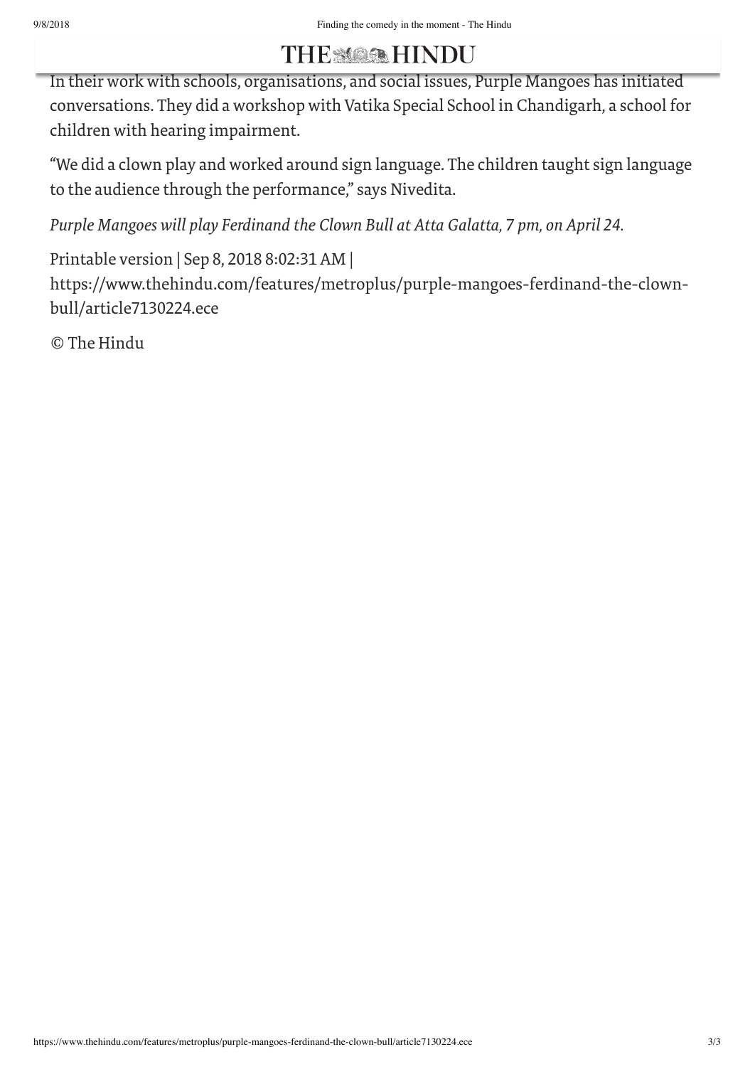In their work with schools, organisations, and social issues, Purple Mangoes has initiated conversations. They did a workshop with Vatika Special School in Chandigarh, a school for children with hearing impairment.

"We did a clown play and worked around sign language. The children taught sign language to the audience through the performance," says Nivedita.

*Purple Mangoes will play Ferdinand the Clown Bull at Atta Galatta, 7 pm, on April 24.*

Printable version | Sep 8, 2018 8:02:31 AM | https://www.thehindu.com/features/metroplus/purple-mangoes-ferdinand-the-clown-bull/article7130224.ece

© The Hindu